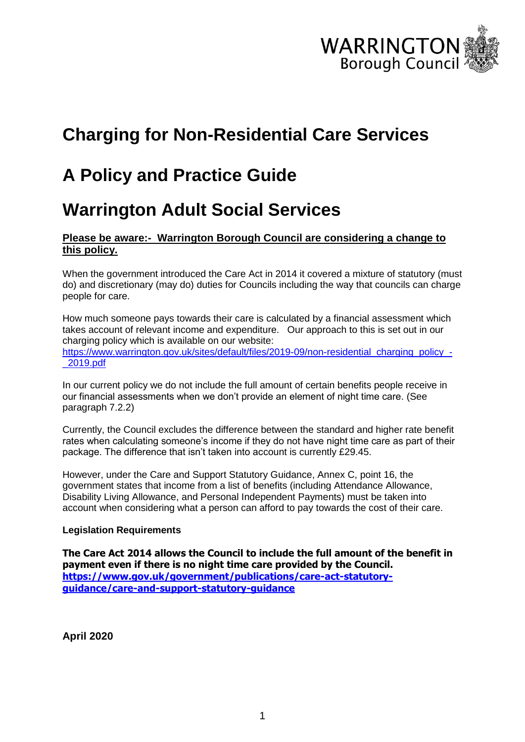WARRINGTON Borough Council

# Charging for Non-Residential Care Services

# A Policy and Practice Guide

# Warrington Adult Social Services

**Please be aware:- Warrington Borough Council are considering a change to this policy.**

When the government introduced the Care Act in 2014 it covered a mixture of statutory (must do) and discretionary (may do) duties for Councils including the way that councils can charge people for care.

How much someone pays towards their care is calculated by a financial assessment which takes account of relevant income and expenditure. Our approach to this is set out in our charging policy which is available on our website: [https://www.warrington.gov.uk/sites/default/files/2019-09/non-residential_charging_policy_-_2019.pdf](https://www.warrington.gov.uk/sites/default/files/2019-09/non-residential_charging_policy_-_2019.pdf)

In our current policy we do not include the full amount of certain benefits people receive in our financial assessments when we don't provide an element of night time care. (See paragraph 7.2.2)

Currently, the Council excludes the difference between the standard and higher rate benefit rates when calculating someone's income if they do not have night time care as part of their package. The difference that isn't taken into account is currently £29.45.

However, under the Care and Support Statutory Guidance, Annex C, point 16, the government states that income from a list of benefits (including Attendance Allowance, Disability Living Allowance, and Personal Independent Payments) must be taken into account when considering what a person can afford to pay towards the cost of their care.

**Legislation Requirements**

**The Care Act 2014 allows the Council to include the full amount of the benefit in payment even if there is no night time care provided by the Council.**
**[https://www.gov.uk/government/publications/care-act-statutory-guidance/care-and-support-statutory-guidance](https://www.gov.uk/government/publications/care-act-statutory-guidance/care-and-support-statutory-guidance)**

**April 2020**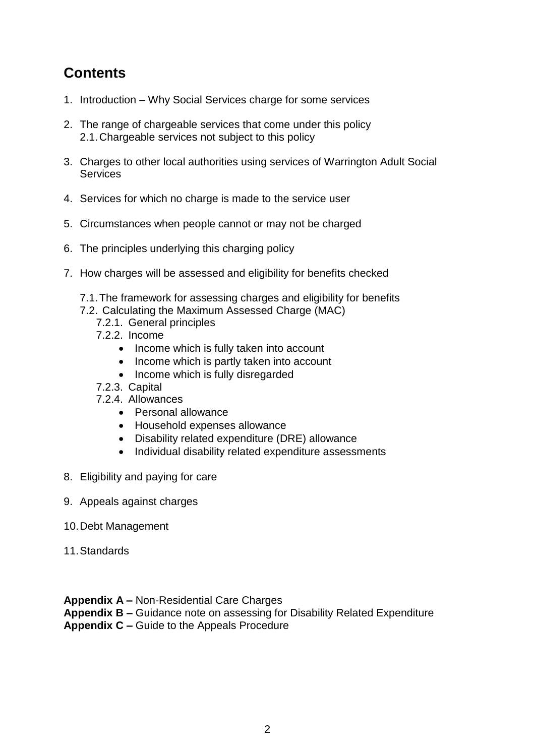## Contents

1. Introduction – Why Social Services charge for some services
2. The range of chargeable services that come under this policy
    2.1. Chargeable services not subject to this policy
3. Charges to other local authorities using services of Warrington Adult Social Services
4. Services for which no charge is made to the service user
5. Circumstances when people cannot or may not be charged
6. The principles underlying this charging policy
7. How charges will be assessed and eligibility for benefits checked
    7.1. The framework for assessing charges and eligibility for benefits
    7.2. Calculating the Maximum Assessed Charge (MAC)
        7.2.1. General principles
        7.2.2. Income
        - Income which is fully taken into account
        - Income which is partly taken into account
        - Income which is fully disregarded

        7.2.3. Capital
        7.2.4. Allowances
        - Personal allowance
        - Household expenses allowance
        - Disability related expenditure (DRE) allowance
        - Individual disability related expenditure assessments
8. Eligibility and paying for care
9. Appeals against charges
10. Debt Management
11. Standards

**Appendix A –** Non-Residential Care Charges
**Appendix B –** Guidance note on assessing for Disability Related Expenditure
**Appendix C –** Guide to the Appeals Procedure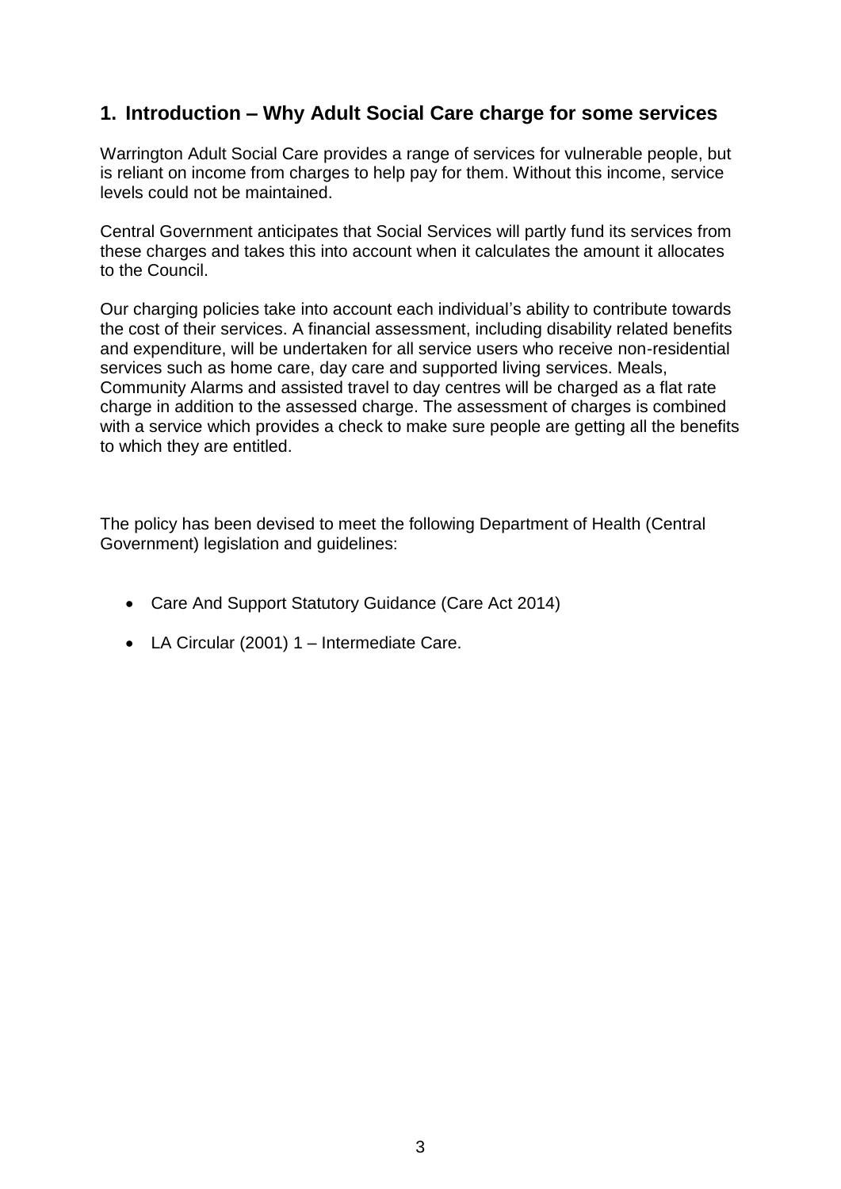## 1. Introduction – Why Adult Social Care charge for some services

Warrington Adult Social Care provides a range of services for vulnerable people, but is reliant on income from charges to help pay for them. Without this income, service levels could not be maintained.

Central Government anticipates that Social Services will partly fund its services from these charges and takes this into account when it calculates the amount it allocates to the Council.

Our charging policies take into account each individual's ability to contribute towards the cost of their services. A financial assessment, including disability related benefits and expenditure, will be undertaken for all service users who receive non-residential services such as home care, day care and supported living services. Meals, Community Alarms and assisted travel to day centres will be charged as a flat rate charge in addition to the assessed charge. The assessment of charges is combined with a service which provides a check to make sure people are getting all the benefits to which they are entitled.

The policy has been devised to meet the following Department of Health (Central Government) legislation and guidelines:

- Care And Support Statutory Guidance (Care Act 2014)
- LA Circular (2001) 1 – Intermediate Care.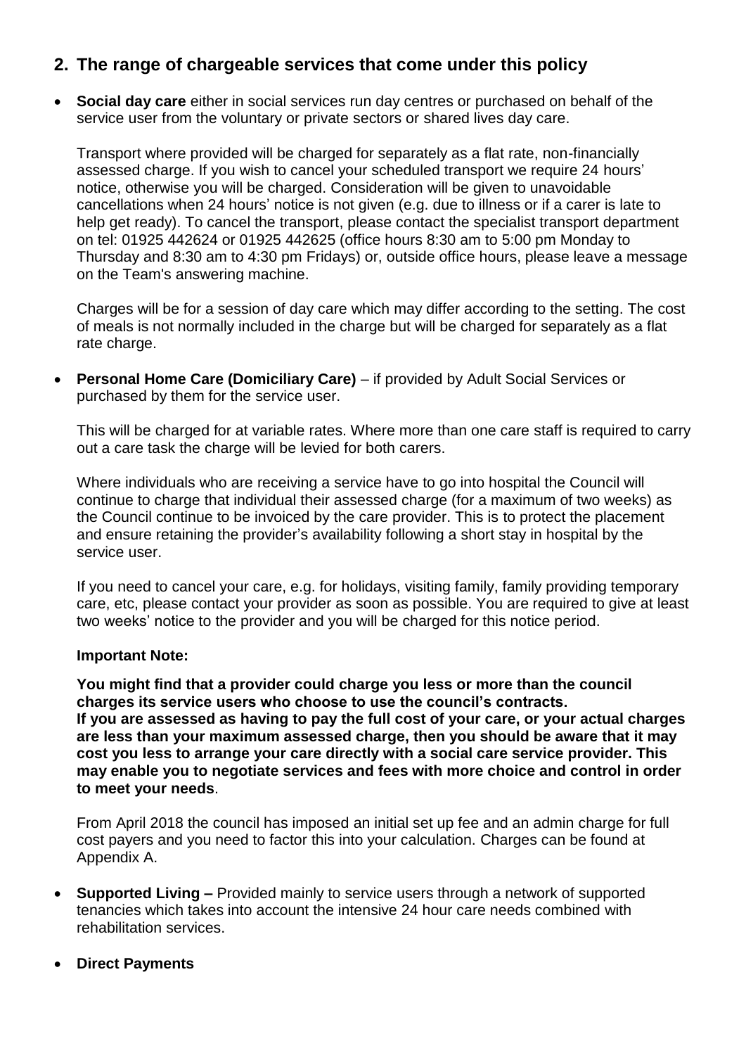## 2. The range of chargeable services that come under this policy

- **Social day care** either in social services run day centres or purchased on behalf of the service user from the voluntary or private sectors or shared lives day care.

  Transport where provided will be charged for separately as a flat rate, non-financially assessed charge. If you wish to cancel your scheduled transport we require 24 hours' notice, otherwise you will be charged. Consideration will be given to unavoidable cancellations when 24 hours' notice is not given (e.g. due to illness or if a carer is late to help get ready). To cancel the transport, please contact the specialist transport department on tel: 01925 442624 or 01925 442625 (office hours 8:30 am to 5:00 pm Monday to Thursday and 8:30 am to 4:30 pm Fridays) or, outside office hours, please leave a message on the Team's answering machine.

  Charges will be for a session of day care which may differ according to the setting. The cost of meals is not normally included in the charge but will be charged for separately as a flat rate charge.

- **Personal Home Care (Domiciliary Care)** – if provided by Adult Social Services or purchased by them for the service user.

  This will be charged for at variable rates. Where more than one care staff is required to carry out a care task the charge will be levied for both carers.

  Where individuals who are receiving a service have to go into hospital the Council will continue to charge that individual their assessed charge (for a maximum of two weeks) as the Council continue to be invoiced by the care provider. This is to protect the placement and ensure retaining the provider's availability following a short stay in hospital by the service user.

  If you need to cancel your care, e.g. for holidays, visiting family, family providing temporary care, etc, please contact your provider as soon as possible. You are required to give at least two weeks' notice to the provider and you will be charged for this notice period.

  **Important Note:**

  **You might find that a provider could charge you less or more than the council charges its service users who choose to use the council's contracts.**
  **If you are assessed as having to pay the full cost of your care, or your actual charges are less than your maximum assessed charge, then you should be aware that it may cost you less to arrange your care directly with a social care service provider. This may enable you to negotiate services and fees with more choice and control in order to meet your needs**.

  From April 2018 the council has imposed an initial set up fee and an admin charge for full cost payers and you need to factor this into your calculation. Charges can be found at Appendix A.

- **Supported Living –** Provided mainly to service users through a network of supported tenancies which takes into account the intensive 24 hour care needs combined with rehabilitation services.

- **Direct Payments**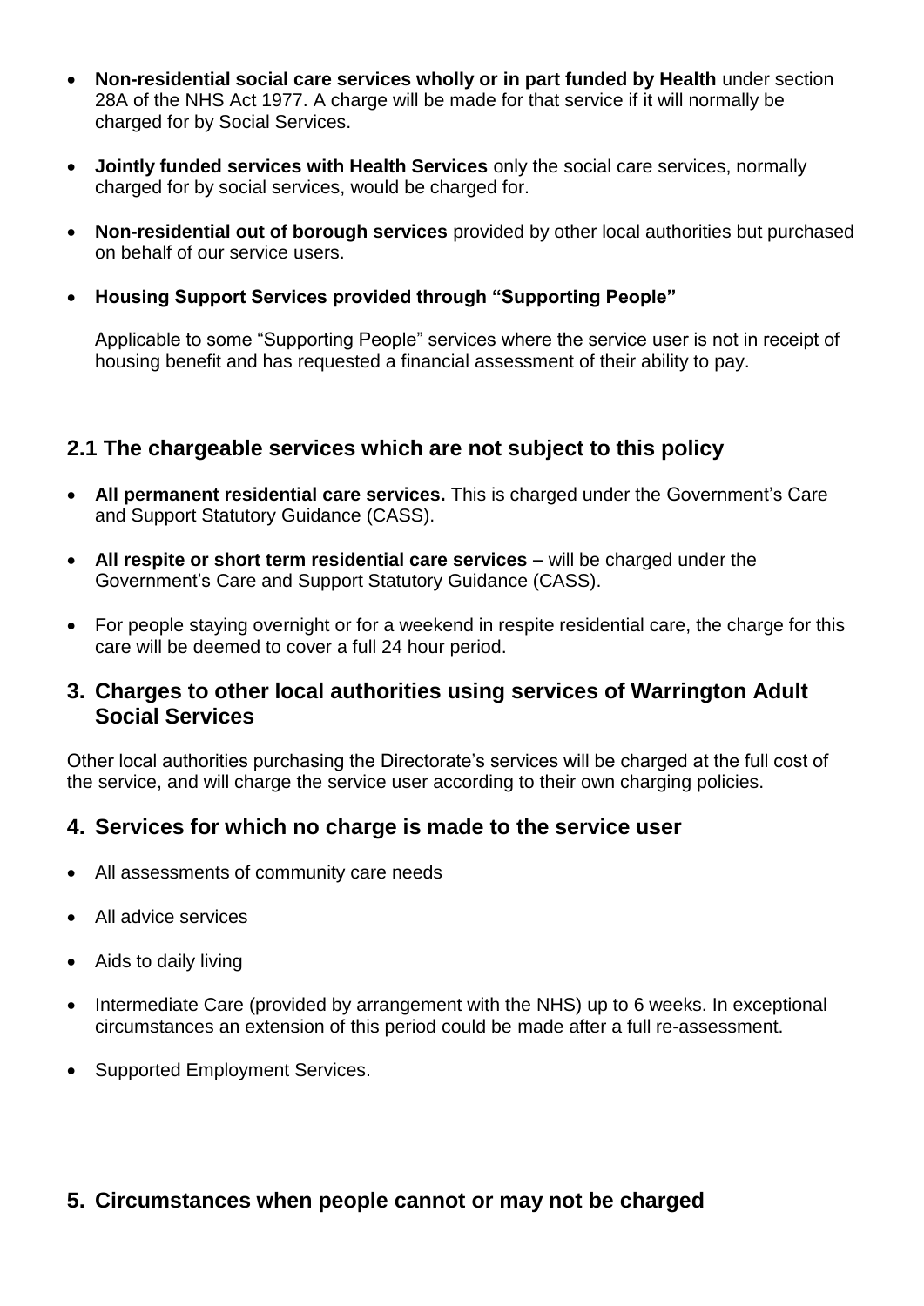- **Non-residential social care services wholly or in part funded by Health** under section 28A of the NHS Act 1977. A charge will be made for that service if it will normally be charged for by Social Services.

- **Jointly funded services with Health Services** only the social care services, normally charged for by social services, would be charged for.

- **Non-residential out of borough services** provided by other local authorities but purchased on behalf of our service users.

- **Housing Support Services provided through "Supporting People"**

  Applicable to some "Supporting People" services where the service user is not in receipt of housing benefit and has requested a financial assessment of their ability to pay.

## 2.1 The chargeable services which are not subject to this policy

- **All permanent residential care services.** This is charged under the Government's Care and Support Statutory Guidance (CASS).

- **All respite or short term residential care services –** will be charged under the Government's Care and Support Statutory Guidance (CASS).

- For people staying overnight or for a weekend in respite residential care, the charge for this care will be deemed to cover a full 24 hour period.

## 3. Charges to other local authorities using services of Warrington Adult Social Services

Other local authorities purchasing the Directorate's services will be charged at the full cost of the service, and will charge the service user according to their own charging policies.

## 4. Services for which no charge is made to the service user

- All assessments of community care needs

- All advice services

- Aids to daily living

- Intermediate Care (provided by arrangement with the NHS) up to 6 weeks. In exceptional circumstances an extension of this period could be made after a full re-assessment.

- Supported Employment Services.

## 5. Circumstances when people cannot or may not be charged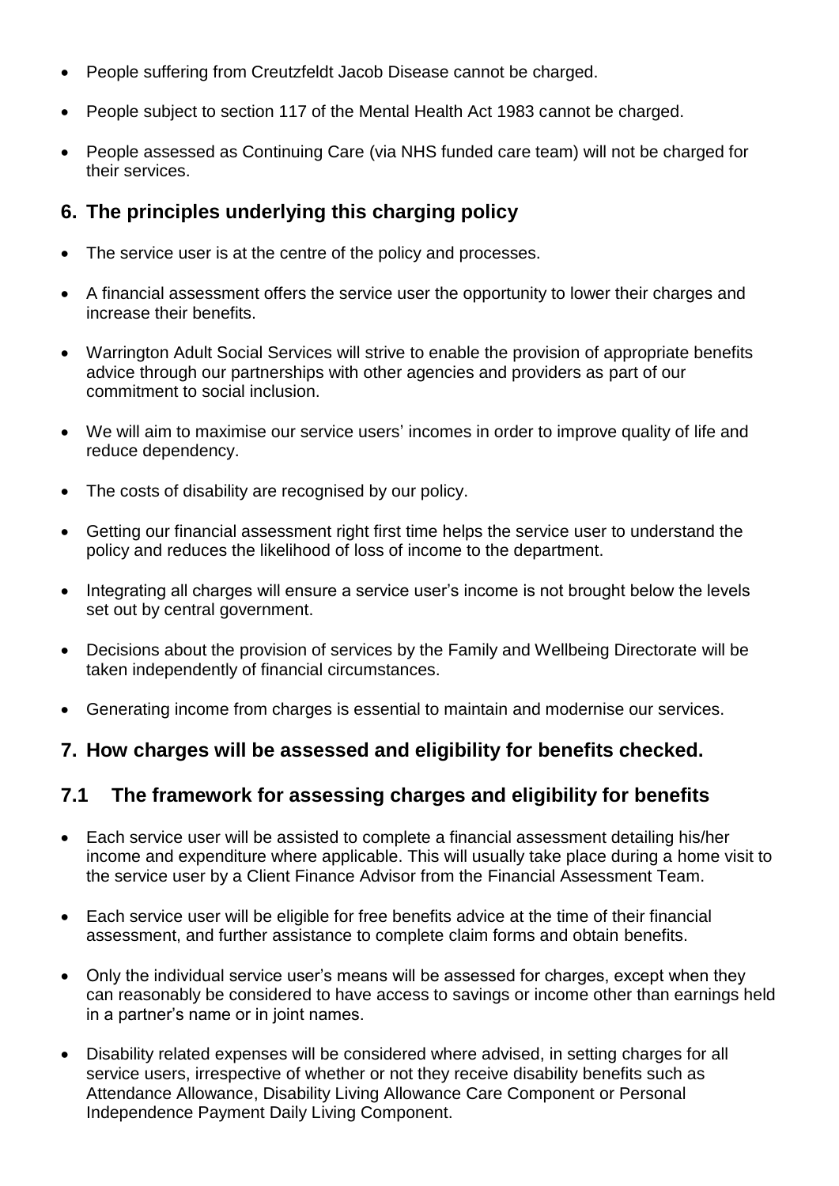- People suffering from Creutzfeldt Jacob Disease cannot be charged.
- People subject to section 117 of the Mental Health Act 1983 cannot be charged.
- People assessed as Continuing Care (via NHS funded care team) will not be charged for their services.

## 6. The principles underlying this charging policy

- The service user is at the centre of the policy and processes.
- A financial assessment offers the service user the opportunity to lower their charges and increase their benefits.
- Warrington Adult Social Services will strive to enable the provision of appropriate benefits advice through our partnerships with other agencies and providers as part of our commitment to social inclusion.
- We will aim to maximise our service users' incomes in order to improve quality of life and reduce dependency.
- The costs of disability are recognised by our policy.
- Getting our financial assessment right first time helps the service user to understand the policy and reduces the likelihood of loss of income to the department.
- Integrating all charges will ensure a service user's income is not brought below the levels set out by central government.
- Decisions about the provision of services by the Family and Wellbeing Directorate will be taken independently of financial circumstances.
- Generating income from charges is essential to maintain and modernise our services.

## 7. How charges will be assessed and eligibility for benefits checked.

### 7.1 The framework for assessing charges and eligibility for benefits

- Each service user will be assisted to complete a financial assessment detailing his/her income and expenditure where applicable. This will usually take place during a home visit to the service user by a Client Finance Advisor from the Financial Assessment Team.
- Each service user will be eligible for free benefits advice at the time of their financial assessment, and further assistance to complete claim forms and obtain benefits.
- Only the individual service user's means will be assessed for charges, except when they can reasonably be considered to have access to savings or income other than earnings held in a partner's name or in joint names.
- Disability related expenses will be considered where advised, in setting charges for all service users, irrespective of whether or not they receive disability benefits such as Attendance Allowance, Disability Living Allowance Care Component or Personal Independence Payment Daily Living Component.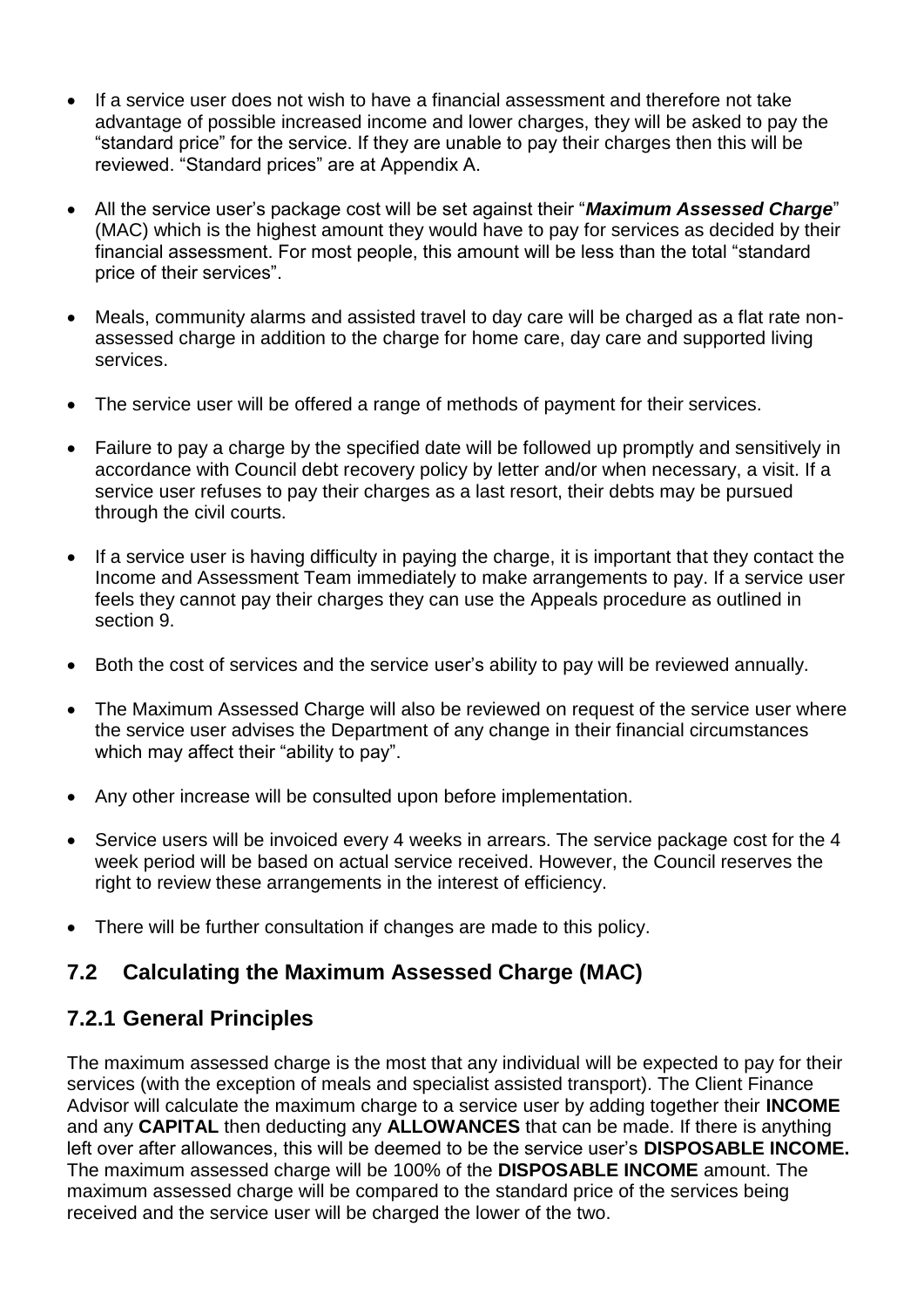- If a service user does not wish to have a financial assessment and therefore not take advantage of possible increased income and lower charges, they will be asked to pay the "standard price" for the service. If they are unable to pay their charges then this will be reviewed. "Standard prices" are at Appendix A.

- All the service user's package cost will be set against their "***Maximum Assessed Charge***" (MAC) which is the highest amount they would have to pay for services as decided by their financial assessment. For most people, this amount will be less than the total "standard price of their services".

- Meals, community alarms and assisted travel to day care will be charged as a flat rate non-assessed charge in addition to the charge for home care, day care and supported living services.

- The service user will be offered a range of methods of payment for their services.

- Failure to pay a charge by the specified date will be followed up promptly and sensitively in accordance with Council debt recovery policy by letter and/or when necessary, a visit. If a service user refuses to pay their charges as a last resort, their debts may be pursued through the civil courts.

- If a service user is having difficulty in paying the charge, it is important that they contact the Income and Assessment Team immediately to make arrangements to pay. If a service user feels they cannot pay their charges they can use the Appeals procedure as outlined in section 9.

- Both the cost of services and the service user's ability to pay will be reviewed annually.

- The Maximum Assessed Charge will also be reviewed on request of the service user where the service user advises the Department of any change in their financial circumstances which may affect their "ability to pay".

- Any other increase will be consulted upon before implementation.

- Service users will be invoiced every 4 weeks in arrears. The service package cost for the 4 week period will be based on actual service received. However, the Council reserves the right to review these arrangements in the interest of efficiency.

- There will be further consultation if changes are made to this policy.

## 7.2 Calculating the Maximum Assessed Charge (MAC)

### 7.2.1 General Principles

The maximum assessed charge is the most that any individual will be expected to pay for their services (with the exception of meals and specialist assisted transport). The Client Finance Advisor will calculate the maximum charge to a service user by adding together their **INCOME** and any **CAPITAL** then deducting any **ALLOWANCES** that can be made. If there is anything left over after allowances, this will be deemed to be the service user's **DISPOSABLE INCOME.** The maximum assessed charge will be 100% of the **DISPOSABLE INCOME** amount. The maximum assessed charge will be compared to the standard price of the services being received and the service user will be charged the lower of the two.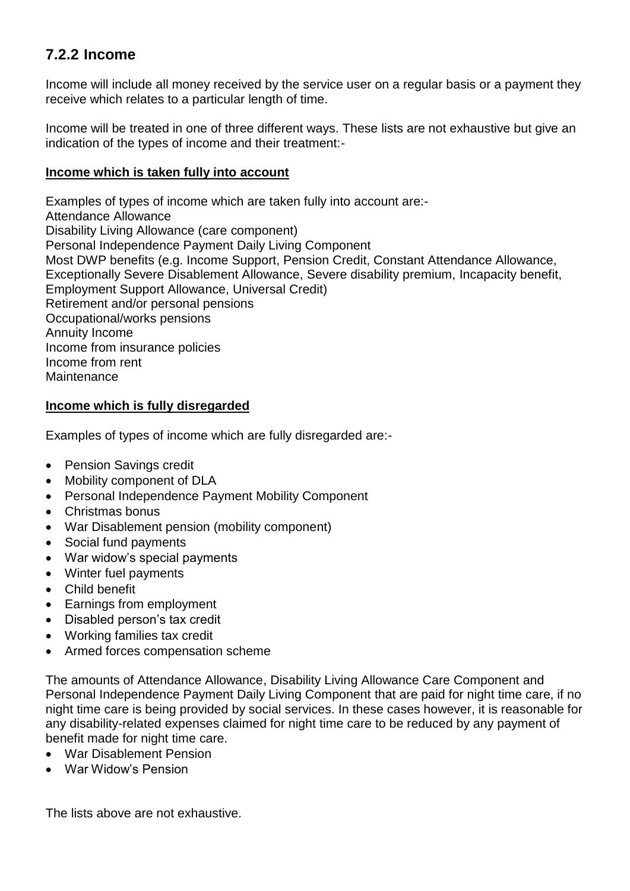## 7.2.2 Income

Income will include all money received by the service user on a regular basis or a payment they receive which relates to a particular length of time.

Income will be treated in one of three different ways. These lists are not exhaustive but give an indication of the types of income and their treatment:-

**Income which is taken fully into account**

Examples of types of income which are taken fully into account are:-
Attendance Allowance
Disability Living Allowance (care component)
Personal Independence Payment Daily Living Component
Most DWP benefits (e.g. Income Support, Pension Credit, Constant Attendance Allowance, Exceptionally Severe Disablement Allowance, Severe disability premium, Incapacity benefit, Employment Support Allowance, Universal Credit)
Retirement and/or personal pensions
Occupational/works pensions
Annuity Income
Income from insurance policies
Income from rent
Maintenance

**Income which is fully disregarded**

Examples of types of income which are fully disregarded are:-

- Pension Savings credit
- Mobility component of DLA
- Personal Independence Payment Mobility Component
- Christmas bonus
- War Disablement pension (mobility component)
- Social fund payments
- War widow's special payments
- Winter fuel payments
- Child benefit
- Earnings from employment
- Disabled person's tax credit
- Working families tax credit
- Armed forces compensation scheme

The amounts of Attendance Allowance, Disability Living Allowance Care Component and Personal Independence Payment Daily Living Component that are paid for night time care, if no night time care is being provided by social services. In these cases however, it is reasonable for any disability-related expenses claimed for night time care to be reduced by any payment of benefit made for night time care.

- War Disablement Pension
- War Widow's Pension

The lists above are not exhaustive.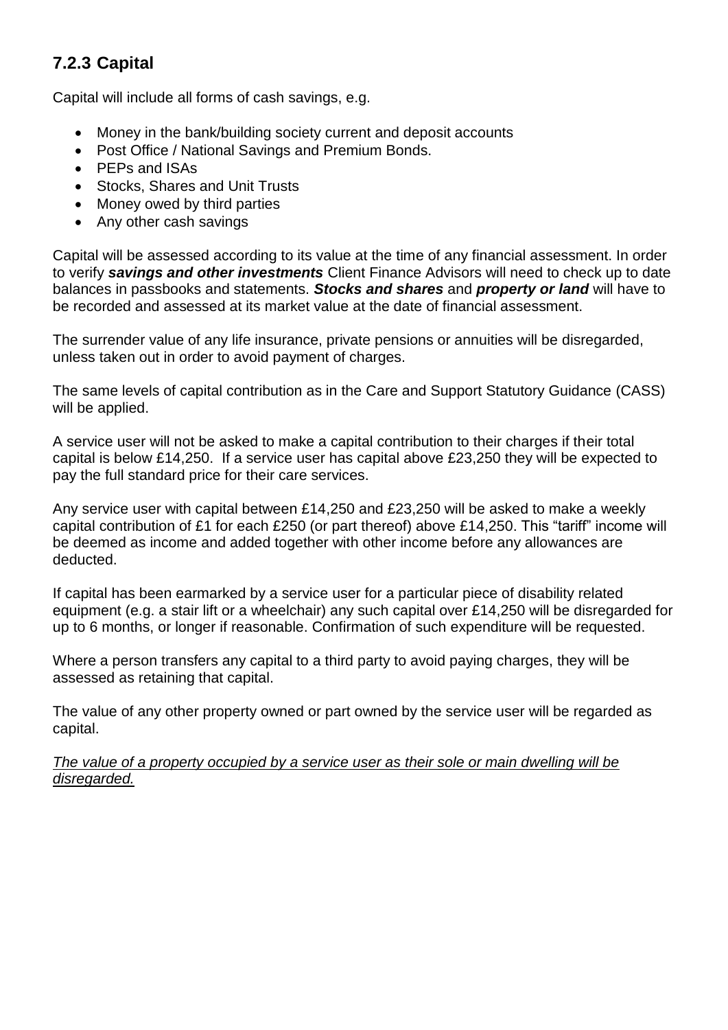### 7.2.3 Capital

Capital will include all forms of cash savings, e.g.

- Money in the bank/building society current and deposit accounts
- Post Office / National Savings and Premium Bonds.
- PEPs and ISAs
- Stocks, Shares and Unit Trusts
- Money owed by third parties
- Any other cash savings

Capital will be assessed according to its value at the time of any financial assessment. In order to verify ***savings and other investments*** Client Finance Advisors will need to check up to date balances in passbooks and statements. ***Stocks and shares*** and ***property or land*** will have to be recorded and assessed at its market value at the date of financial assessment.

The surrender value of any life insurance, private pensions or annuities will be disregarded, unless taken out in order to avoid payment of charges.

The same levels of capital contribution as in the Care and Support Statutory Guidance (CASS) will be applied.

A service user will not be asked to make a capital contribution to their charges if their total capital is below £14,250. If a service user has capital above £23,250 they will be expected to pay the full standard price for their care services.

Any service user with capital between £14,250 and £23,250 will be asked to make a weekly capital contribution of £1 for each £250 (or part thereof) above £14,250. This "tariff" income will be deemed as income and added together with other income before any allowances are deducted.

If capital has been earmarked by a service user for a particular piece of disability related equipment (e.g. a stair lift or a wheelchair) any such capital over £14,250 will be disregarded for up to 6 months, or longer if reasonable. Confirmation of such expenditure will be requested.

Where a person transfers any capital to a third party to avoid paying charges, they will be assessed as retaining that capital.

The value of any other property owned or part owned by the service user will be regarded as capital.

<u>*The value of a property occupied by a service user as their sole or main dwelling will be disregarded.*</u>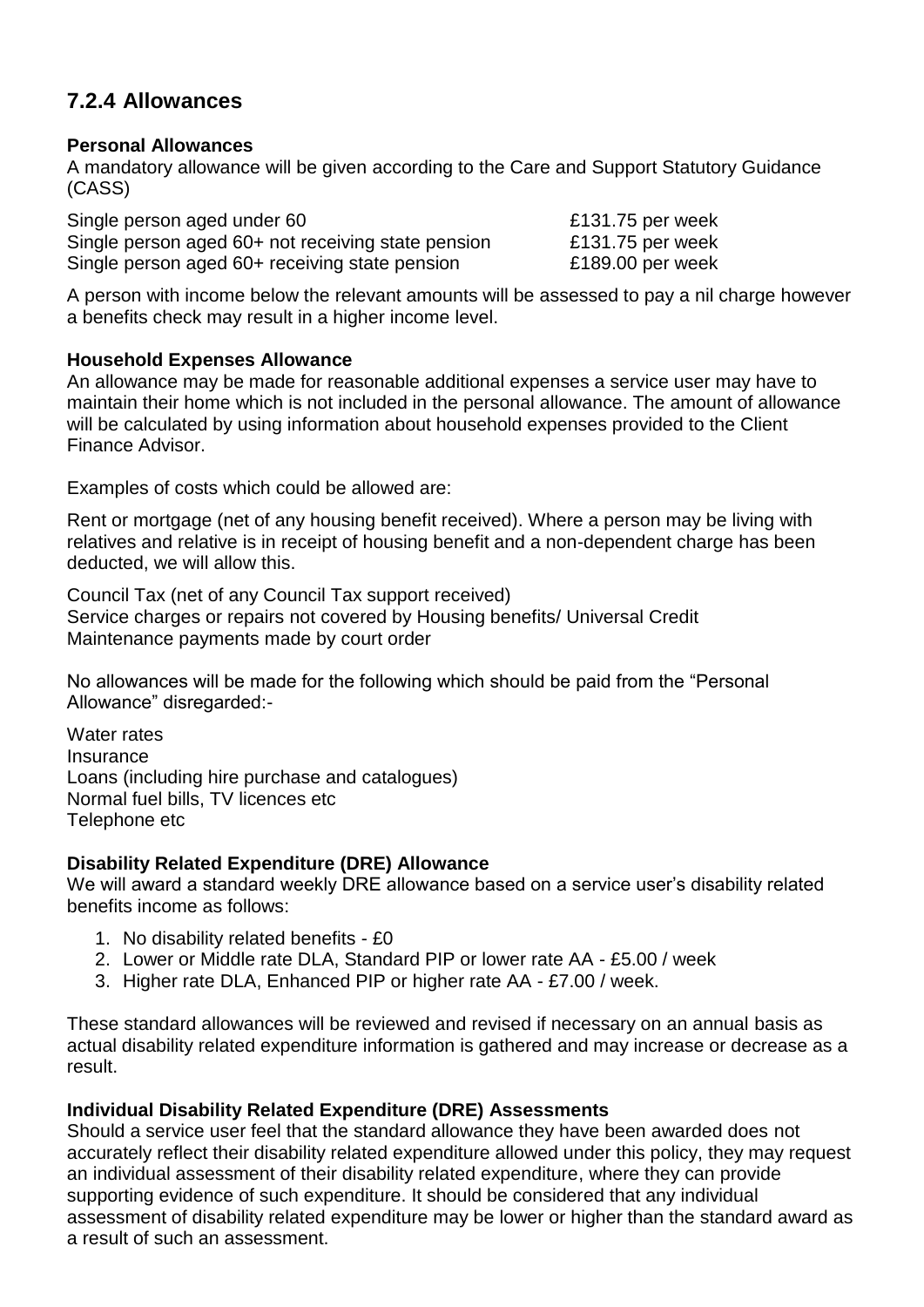## 7.2.4 Allowances

**Personal Allowances**

A mandatory allowance will be given according to the Care and Support Statutory Guidance (CASS)

| | |
|---|---|
| Single person aged under 60 | £131.75 per week |
| Single person aged 60+ not receiving state pension | £131.75 per week |
| Single person aged 60+ receiving state pension | £189.00 per week |

A person with income below the relevant amounts will be assessed to pay a nil charge however a benefits check may result in a higher income level.

**Household Expenses Allowance**

An allowance may be made for reasonable additional expenses a service user may have to maintain their home which is not included in the personal allowance. The amount of allowance will be calculated by using information about household expenses provided to the Client Finance Advisor.

Examples of costs which could be allowed are:

Rent or mortgage (net of any housing benefit received). Where a person may be living with relatives and relative is in receipt of housing benefit and a non-dependent charge has been deducted, we will allow this.

Council Tax (net of any Council Tax support received)
Service charges or repairs not covered by Housing benefits/ Universal Credit
Maintenance payments made by court order

No allowances will be made for the following which should be paid from the "Personal Allowance" disregarded:-

Water rates
Insurance
Loans (including hire purchase and catalogues)
Normal fuel bills, TV licences etc
Telephone etc

**Disability Related Expenditure (DRE) Allowance**

We will award a standard weekly DRE allowance based on a service user's disability related benefits income as follows:

1. No disability related benefits - £0
2. Lower or Middle rate DLA, Standard PIP or lower rate AA - £5.00 / week
3. Higher rate DLA, Enhanced PIP or higher rate AA - £7.00 / week.

These standard allowances will be reviewed and revised if necessary on an annual basis as actual disability related expenditure information is gathered and may increase or decrease as a result.

**Individual Disability Related Expenditure (DRE) Assessments**

Should a service user feel that the standard allowance they have been awarded does not accurately reflect their disability related expenditure allowed under this policy, they may request an individual assessment of their disability related expenditure, where they can provide supporting evidence of such expenditure. It should be considered that any individual assessment of disability related expenditure may be lower or higher than the standard award as a result of such an assessment.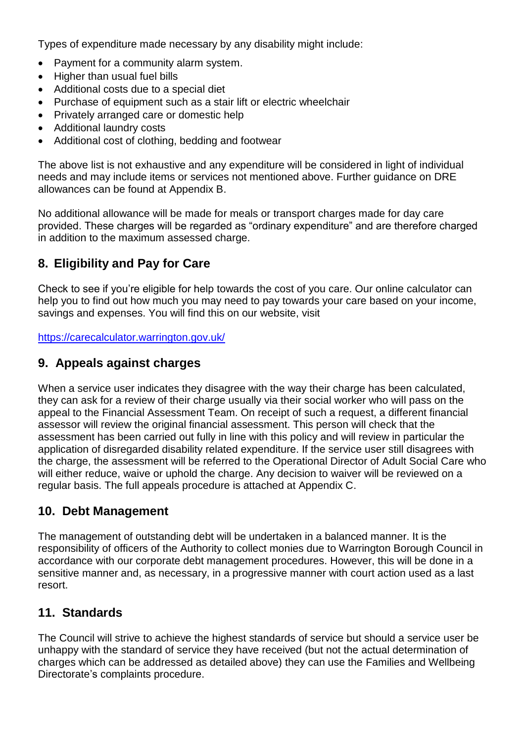Types of expenditure made necessary by any disability might include:

- Payment for a community alarm system.
- Higher than usual fuel bills
- Additional costs due to a special diet
- Purchase of equipment such as a stair lift or electric wheelchair
- Privately arranged care or domestic help
- Additional laundry costs
- Additional cost of clothing, bedding and footwear

The above list is not exhaustive and any expenditure will be considered in light of individual needs and may include items or services not mentioned above. Further guidance on DRE allowances can be found at Appendix B.

No additional allowance will be made for meals or transport charges made for day care provided. These charges will be regarded as "ordinary expenditure" and are therefore charged in addition to the maximum assessed charge.

## 8. Eligibility and Pay for Care

Check to see if you're eligible for help towards the cost of you care. Our online calculator can help you to find out how much you may need to pay towards your care based on your income, savings and expenses. You will find this on our website, visit

https://carecalculator.warrington.gov.uk/

## 9. Appeals against charges

When a service user indicates they disagree with the way their charge has been calculated, they can ask for a review of their charge usually via their social worker who will pass on the appeal to the Financial Assessment Team. On receipt of such a request, a different financial assessor will review the original financial assessment. This person will check that the assessment has been carried out fully in line with this policy and will review in particular the application of disregarded disability related expenditure. If the service user still disagrees with the charge, the assessment will be referred to the Operational Director of Adult Social Care who will either reduce, waive or uphold the charge. Any decision to waiver will be reviewed on a regular basis. The full appeals procedure is attached at Appendix C.

## 10. Debt Management

The management of outstanding debt will be undertaken in a balanced manner. It is the responsibility of officers of the Authority to collect monies due to Warrington Borough Council in accordance with our corporate debt management procedures. However, this will be done in a sensitive manner and, as necessary, in a progressive manner with court action used as a last resort.

## 11. Standards

The Council will strive to achieve the highest standards of service but should a service user be unhappy with the standard of service they have received (but not the actual determination of charges which can be addressed as detailed above) they can use the Families and Wellbeing Directorate's complaints procedure.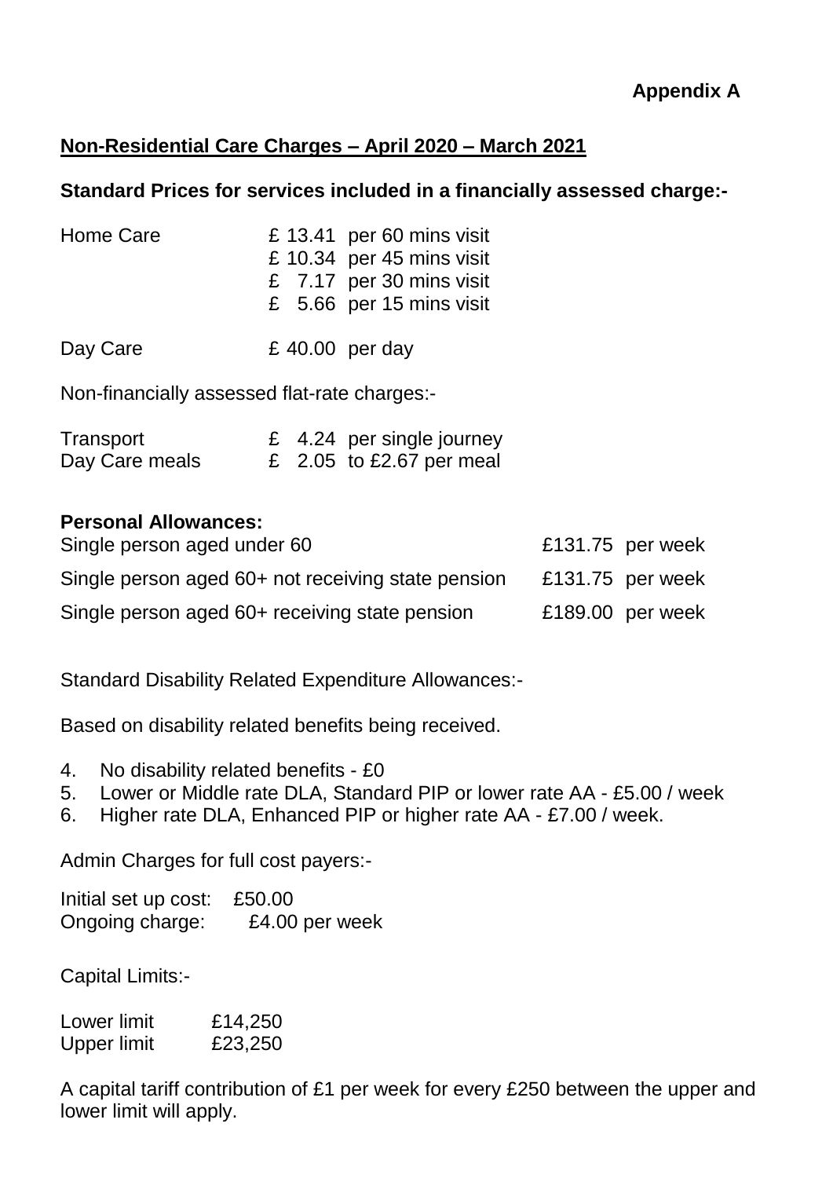**Appendix A**

**Non-Residential Care Charges – April 2020 – March 2021**

**Standard Prices for services included in a financially assessed charge:-**

| | |
|---|---|
| Home Care | £ 13.41 per 60 mins visit |
| | £ 10.34 per 45 mins visit |
| | £ 7.17 per 30 mins visit |
| | £ 5.66 per 15 mins visit |
| Day Care | £ 40.00 per day |

Non-financially assessed flat-rate charges:-

| | |
|---|---|
| Transport | £ 4.24 per single journey |
| Day Care meals | £ 2.05 to £2.67 per meal |

**Personal Allowances:**

| | |
|---|---|
| Single person aged under 60 | £131.75 per week |
| Single person aged 60+ not receiving state pension | £131.75 per week |
| Single person aged 60+ receiving state pension | £189.00 per week |

Standard Disability Related Expenditure Allowances:-

Based on disability related benefits being received.

4. No disability related benefits - £0
5. Lower or Middle rate DLA, Standard PIP or lower rate AA - £5.00 / week
6. Higher rate DLA, Enhanced PIP or higher rate AA - £7.00 / week.

Admin Charges for full cost payers:-

Initial set up cost: £50.00
Ongoing charge: £4.00 per week

Capital Limits:-

Lower limit £14,250
Upper limit £23,250

A capital tariff contribution of £1 per week for every £250 between the upper and lower limit will apply.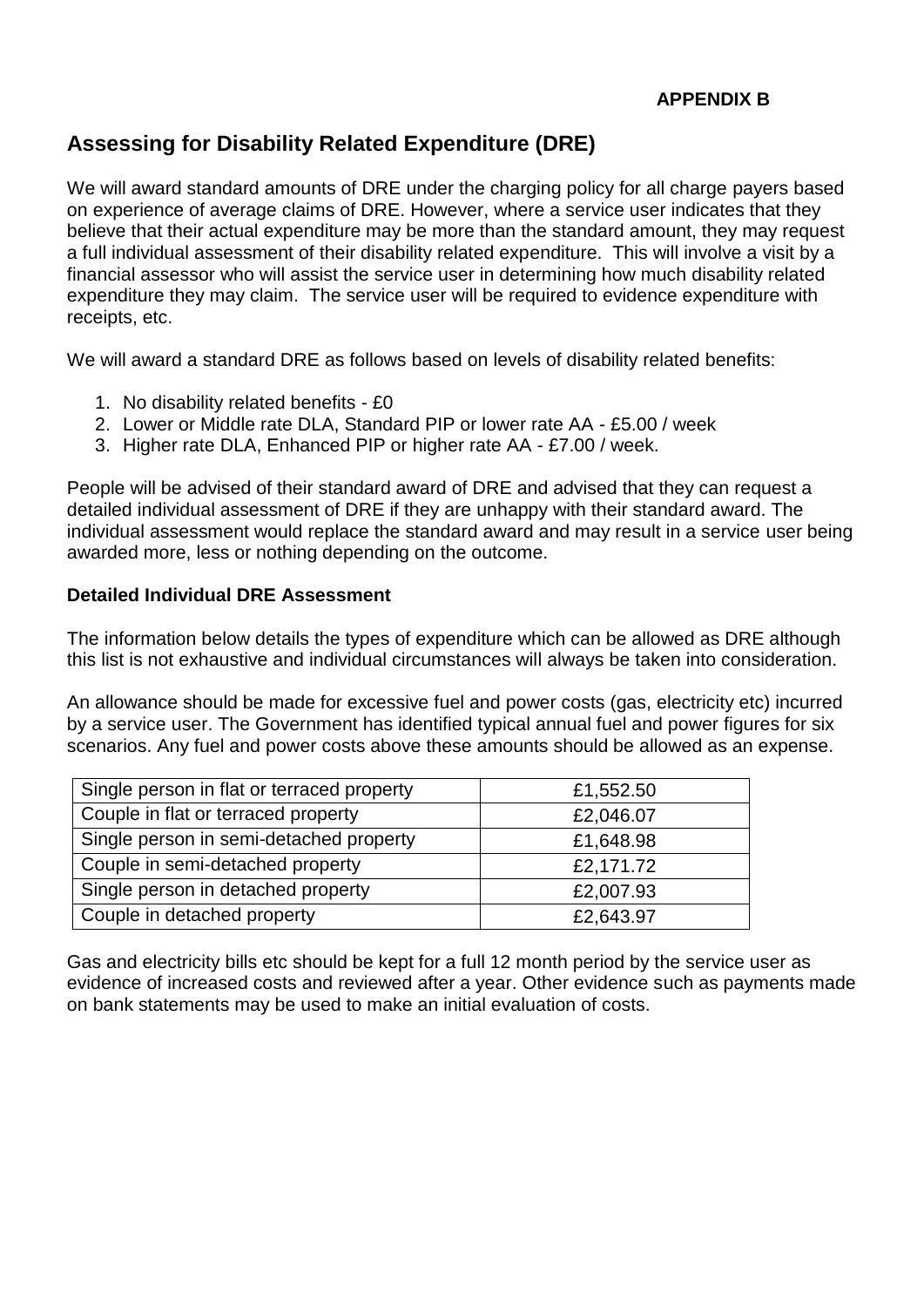**APPENDIX B**

## Assessing for Disability Related Expenditure (DRE)

We will award standard amounts of DRE under the charging policy for all charge payers based on experience of average claims of DRE. However, where a service user indicates that they believe that their actual expenditure may be more than the standard amount, they may request a full individual assessment of their disability related expenditure. This will involve a visit by a financial assessor who will assist the service user in determining how much disability related expenditure they may claim. The service user will be required to evidence expenditure with receipts, etc.

We will award a standard DRE as follows based on levels of disability related benefits:

1. No disability related benefits - £0
2. Lower or Middle rate DLA, Standard PIP or lower rate AA - £5.00 / week
3. Higher rate DLA, Enhanced PIP or higher rate AA - £7.00 / week.

People will be advised of their standard award of DRE and advised that they can request a detailed individual assessment of DRE if they are unhappy with their standard award. The individual assessment would replace the standard award and may result in a service user being awarded more, less or nothing depending on the outcome.

### Detailed Individual DRE Assessment

The information below details the types of expenditure which can be allowed as DRE although this list is not exhaustive and individual circumstances will always be taken into consideration.

An allowance should be made for excessive fuel and power costs (gas, electricity etc) incurred by a service user. The Government has identified typical annual fuel and power figures for six scenarios. Any fuel and power costs above these amounts should be allowed as an expense.

| Scenario | Amount |
|---|---|
| Single person in flat or terraced property | £1,552.50 |
| Couple in flat or terraced property | £2,046.07 |
| Single person in semi-detached property | £1,648.98 |
| Couple in semi-detached property | £2,171.72 |
| Single person in detached property | £2,007.93 |
| Couple in detached property | £2,643.97 |

Gas and electricity bills etc should be kept for a full 12 month period by the service user as evidence of increased costs and reviewed after a year. Other evidence such as payments made on bank statements may be used to make an initial evaluation of costs.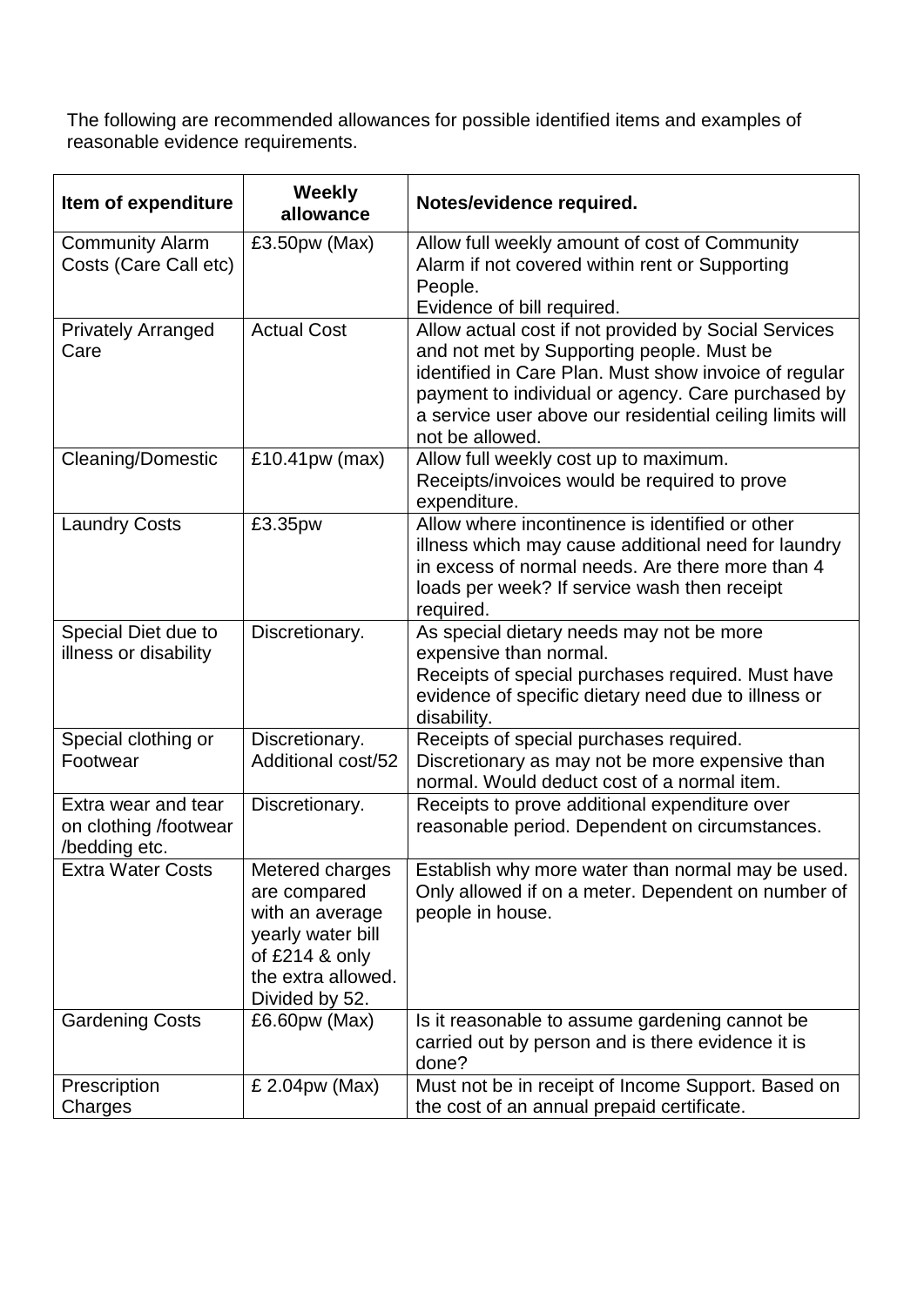The following are recommended allowances for possible identified items and examples of reasonable evidence requirements.

| Item of expenditure | Weekly allowance | Notes/evidence required. |
|---|---|---|
| Community Alarm Costs (Care Call etc) | £3.50pw (Max) | Allow full weekly amount of cost of Community Alarm if not covered within rent or Supporting People. Evidence of bill required. |
| Privately Arranged Care | Actual Cost | Allow actual cost if not provided by Social Services and not met by Supporting people. Must be identified in Care Plan. Must show invoice of regular payment to individual or agency. Care purchased by a service user above our residential ceiling limits will not be allowed. |
| Cleaning/Domestic | £10.41pw (max) | Allow full weekly cost up to maximum. Receipts/invoices would be required to prove expenditure. |
| Laundry Costs | £3.35pw | Allow where incontinence is identified or other illness which may cause additional need for laundry in excess of normal needs. Are there more than 4 loads per week? If service wash then receipt required. |
| Special Diet due to illness or disability | Discretionary. | As special dietary needs may not be more expensive than normal. Receipts of special purchases required. Must have evidence of specific dietary need due to illness or disability. |
| Special clothing or Footwear | Discretionary. Additional cost/52 | Receipts of special purchases required. Discretionary as may not be more expensive than normal. Would deduct cost of a normal item. |
| Extra wear and tear on clothing /footwear /bedding etc. | Discretionary. | Receipts to prove additional expenditure over reasonable period. Dependent on circumstances. |
| Extra Water Costs | Metered charges are compared with an average yearly water bill of £214 & only the extra allowed. Divided by 52. | Establish why more water than normal may be used. Only allowed if on a meter. Dependent on number of people in house. |
| Gardening Costs | £6.60pw (Max) | Is it reasonable to assume gardening cannot be carried out by person and is there evidence it is done? |
| Prescription Charges | £ 2.04pw (Max) | Must not be in receipt of Income Support. Based on the cost of an annual prepaid certificate. |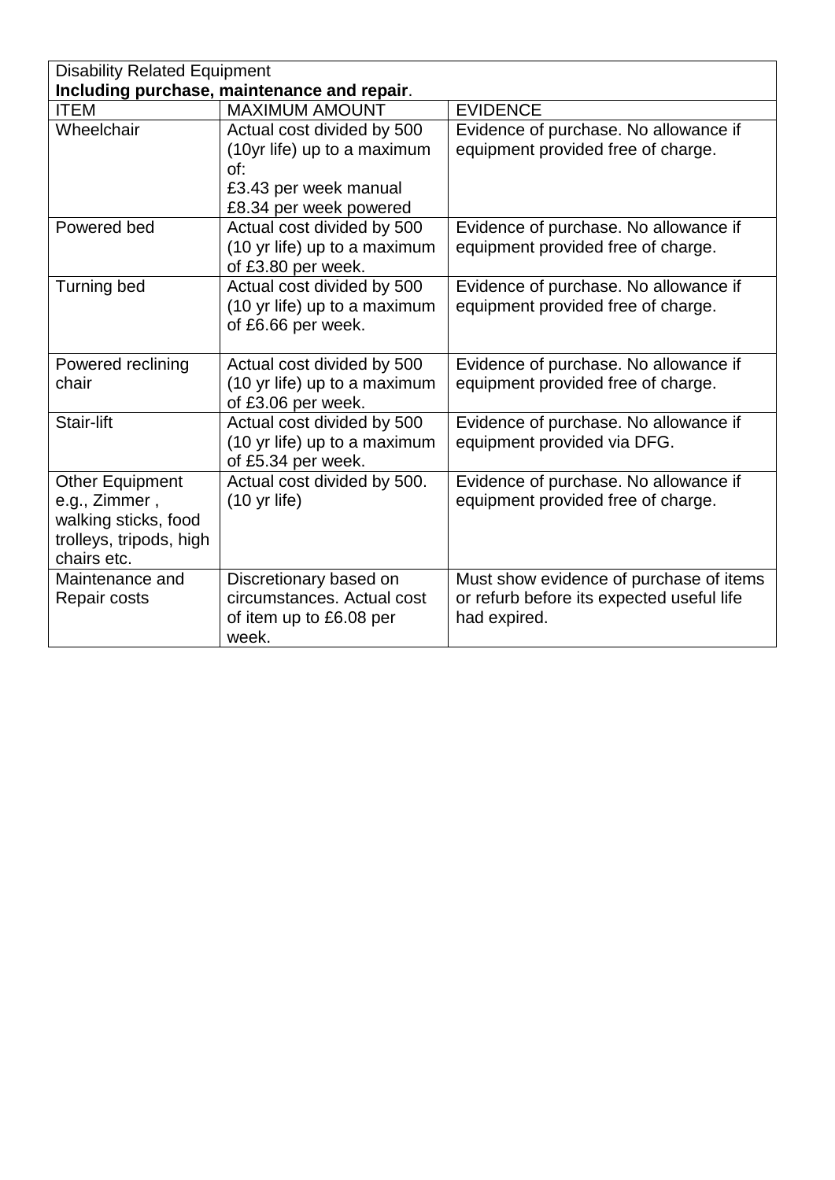| Disability Related Equipment<br>**Including purchase, maintenance and repair**. | | |
|---|---|---|
| ITEM | MAXIMUM AMOUNT | EVIDENCE |
| Wheelchair | Actual cost divided by 500 (10yr life) up to a maximum of:<br>£3.43 per week manual<br>£8.34 per week powered | Evidence of purchase. No allowance if equipment provided free of charge. |
| Powered bed | Actual cost divided by 500 (10 yr life) up to a maximum of £3.80 per week. | Evidence of purchase. No allowance if equipment provided free of charge. |
| Turning bed | Actual cost divided by 500 (10 yr life) up to a maximum of £6.66 per week. | Evidence of purchase. No allowance if equipment provided free of charge. |
| Powered reclining chair | Actual cost divided by 500 (10 yr life) up to a maximum of £3.06 per week. | Evidence of purchase. No allowance if equipment provided free of charge. |
| Stair-lift | Actual cost divided by 500 (10 yr life) up to a maximum of £5.34 per week. | Evidence of purchase. No allowance if equipment provided via DFG. |
| Other Equipment e.g., Zimmer , walking sticks, food trolleys, tripods, high chairs etc. | Actual cost divided by 500. (10 yr life) | Evidence of purchase. No allowance if equipment provided free of charge. |
| Maintenance and Repair costs | Discretionary based on circumstances. Actual cost of item up to £6.08 per week. | Must show evidence of purchase of items or refurb before its expected useful life had expired. |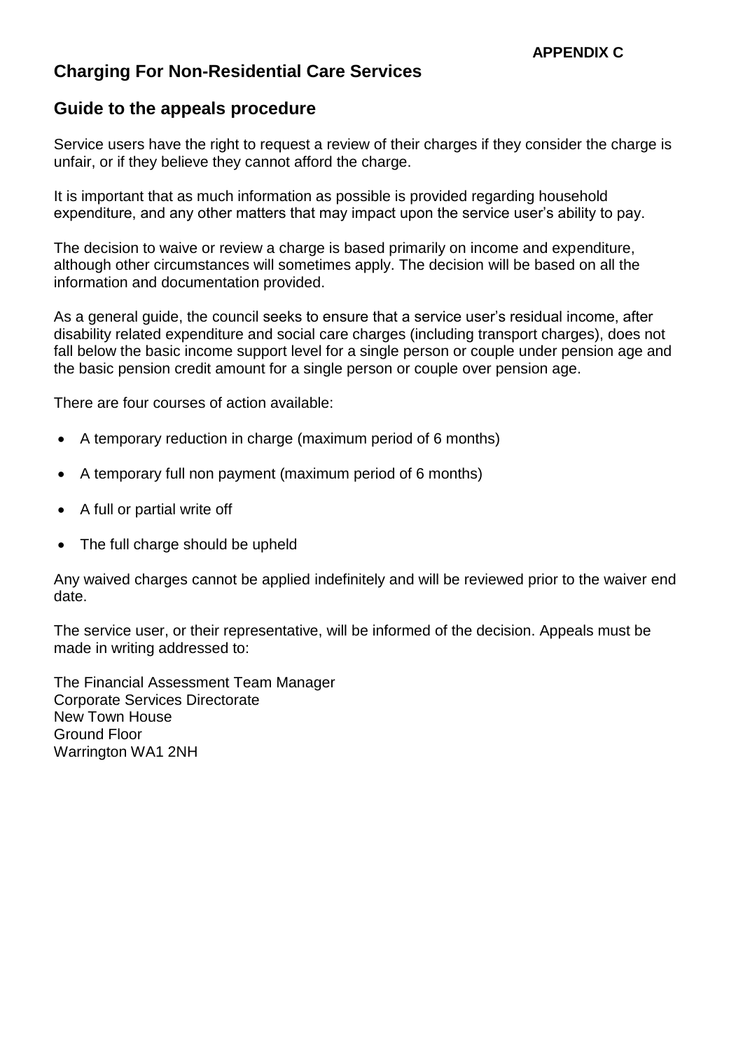**APPENDIX C**

## Charging For Non-Residential Care Services

## Guide to the appeals procedure

Service users have the right to request a review of their charges if they consider the charge is unfair, or if they believe they cannot afford the charge.

It is important that as much information as possible is provided regarding household expenditure, and any other matters that may impact upon the service user's ability to pay.

The decision to waive or review a charge is based primarily on income and expenditure, although other circumstances will sometimes apply. The decision will be based on all the information and documentation provided.

As a general guide, the council seeks to ensure that a service user's residual income, after disability related expenditure and social care charges (including transport charges), does not fall below the basic income support level for a single person or couple under pension age and the basic pension credit amount for a single person or couple over pension age.

There are four courses of action available:

- A temporary reduction in charge (maximum period of 6 months)
- A temporary full non payment (maximum period of 6 months)
- A full or partial write off
- The full charge should be upheld

Any waived charges cannot be applied indefinitely and will be reviewed prior to the waiver end date.

The service user, or their representative, will be informed of the decision. Appeals must be made in writing addressed to:

The Financial Assessment Team Manager
Corporate Services Directorate
New Town House
Ground Floor
Warrington WA1 2NH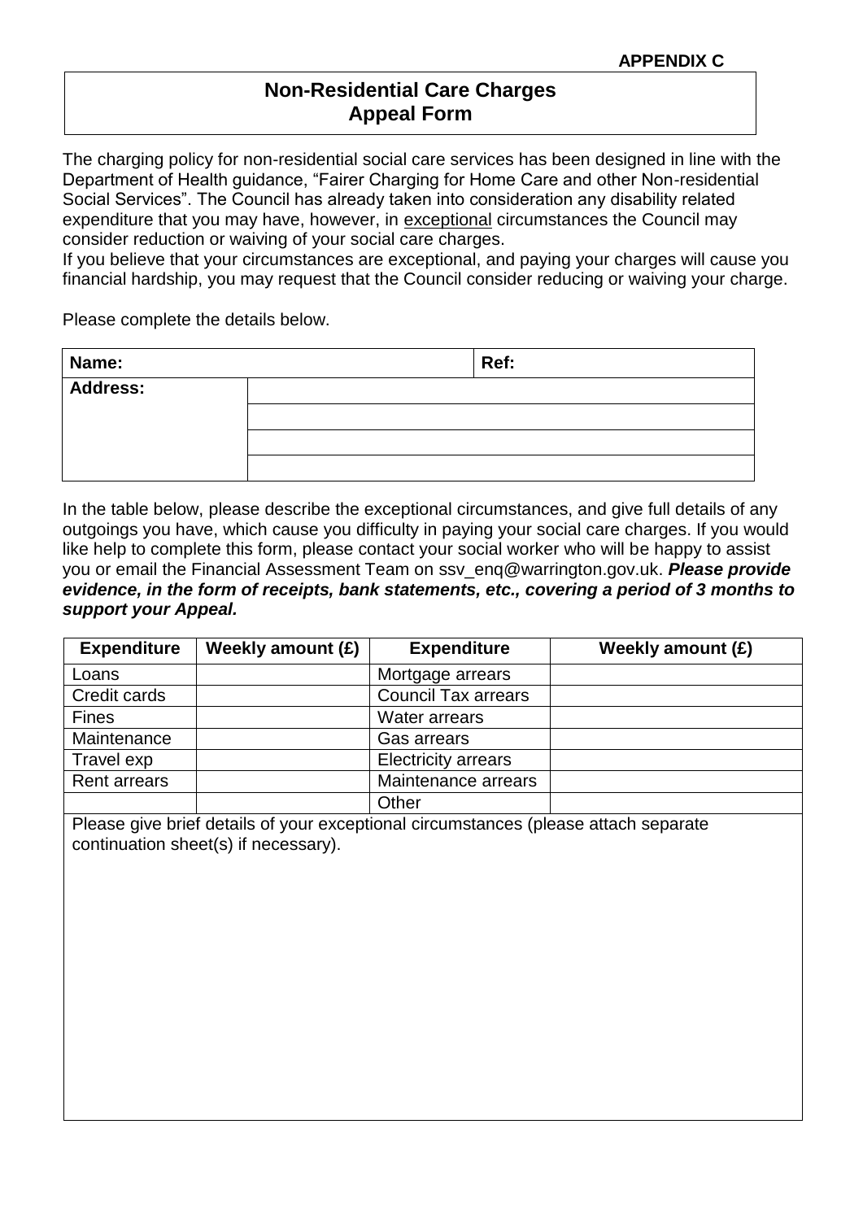**APPENDIX C**

# Non-Residential Care Charges
# Appeal Form

The charging policy for non-residential social care services has been designed in line with the Department of Health guidance, "Fairer Charging for Home Care and other Non-residential Social Services". The Council has already taken into consideration any disability related expenditure that you may have, however, in exceptional circumstances the Council may consider reduction or waiving of your social care charges.
If you believe that your circumstances are exceptional, and paying your charges will cause you financial hardship, you may request that the Council consider reducing or waiving your charge.

Please complete the details below.

| **Name:** | | **Ref:** |
|---|---|---|
| **Address:** | | |
| | | |
| | | |
| | | |

In the table below, please describe the exceptional circumstances, and give full details of any outgoings you have, which cause you difficulty in paying your social care charges. If you would like help to complete this form, please contact your social worker who will be happy to assist you or email the Financial Assessment Team on ssv_enq@warrington.gov.uk. ***Please provide evidence, in the form of receipts, bank statements, etc., covering a period of 3 months to support your Appeal.***

| **Expenditure** | **Weekly amount (£)** | **Expenditure** | **Weekly amount (£)** |
|---|---|---|---|
| Loans | | Mortgage arrears | |
| Credit cards | | Council Tax arrears | |
| Fines | | Water arrears | |
| Maintenance | | Gas arrears | |
| Travel exp | | Electricity arrears | |
| Rent arrears | | Maintenance arrears | |
| | | Other | |

Please give brief details of your exceptional circumstances (please attach separate continuation sheet(s) if necessary).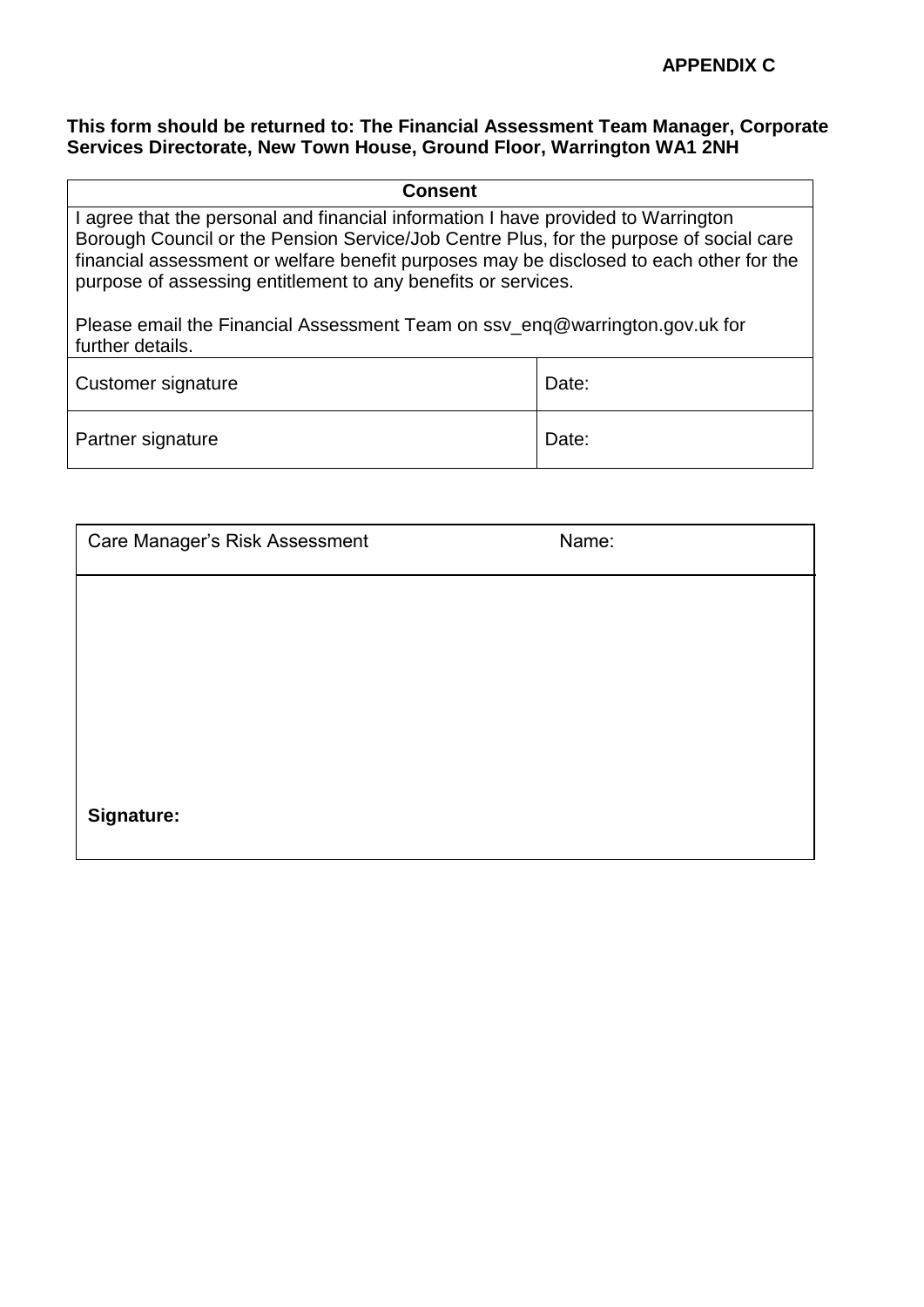**APPENDIX C**

**This form should be returned to: The Financial Assessment Team Manager, Corporate Services Directorate, New Town House, Ground Floor, Warrington WA1 2NH**

| **Consent** | |
|---|---|
| I agree that the personal and financial information I have provided to Warrington Borough Council or the Pension Service/Job Centre Plus, for the purpose of social care financial assessment or welfare benefit purposes may be disclosed to each other for the purpose of assessing entitlement to any benefits or services.<br><br>Please email the Financial Assessment Team on ssv_enq@warrington.gov.uk for further details. | |
| Customer signature | Date: |
| Partner signature | Date: |

| Care Manager's Risk Assessment | Name: |
|---|---|
| <br><br><br><br>**Signature:** | |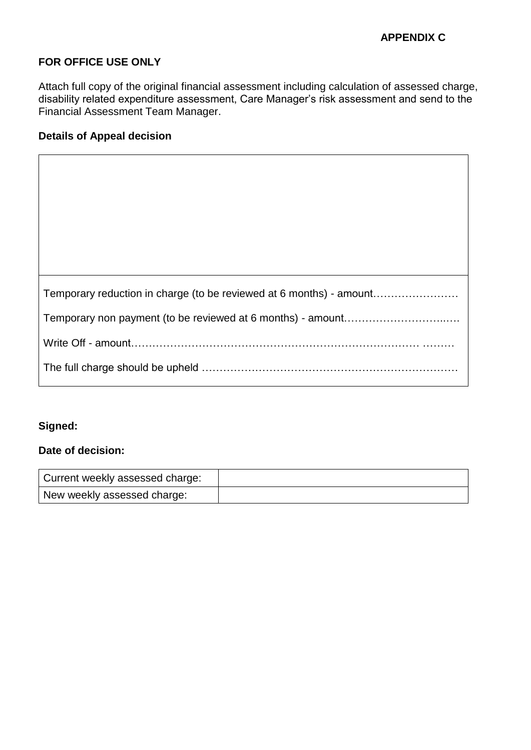**APPENDIX C**

**FOR OFFICE USE ONLY**

Attach full copy of the original financial assessment including calculation of assessed charge, disability related expenditure assessment, Care Manager's risk assessment and send to the Financial Assessment Team Manager.

**Details of Appeal decision**

| |
|---|
| |
| Temporary reduction in charge (to be reviewed at 6 months) - amount……………………<br><br>Temporary non payment (to be reviewed at 6 months) - amount…………………………..….<br><br>Write Off - amount……………………………………………………………………… ………<br><br>The full charge should be upheld ……………………………………………………………… |

**Signed:**

**Date of decision:**

| | |
|---|---|
| Current weekly assessed charge: | |
| New weekly assessed charge: | |